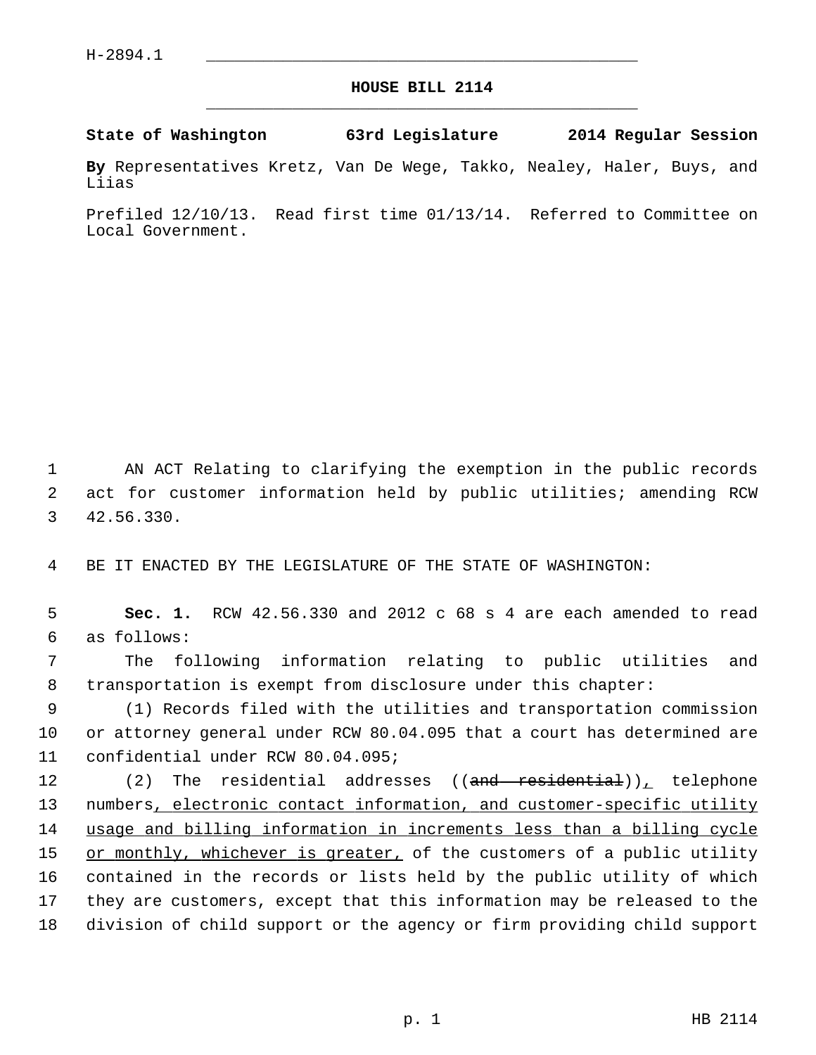H-2894.1

# HOUSE BILL 2114

**State of Washington 63rd Legislature 2014 Regular Session**

**By** Representatives Kretz, Van De Wege, Takko, Nealey, Haler, Buys, and Liias

Prefiled 12/10/13. Read first time 01/13/14. Referred to Committee on Local Government.

AN ACT Relating to clarifying the exemption in the public records act for customer information held by public utilities; amending RCW 42.56.330.

BE IT ENACTED BY THE LEGISLATURE OF THE STATE OF WASHINGTON:

**Sec. 1.** RCW 42.56.330 and 2012 c 68 s 4 are each amended to read as follows:

The following information relating to public utilities and transportation is exempt from disclosure under this chapter:

(1) Records filed with the utilities and transportation commission or attorney general under RCW 80.04.095 that a court has determined are confidential under RCW 80.04.095;

(2) The residential addresses ((~~and residential~~))<u>,</u> telephone numbers<u>, electronic contact information, and customer-specific utility usage and billing information in increments less than a billing cycle or monthly, whichever is greater,</u> of the customers of a public utility contained in the records or lists held by the public utility of which they are customers, except that this information may be released to the division of child support or the agency or firm providing child support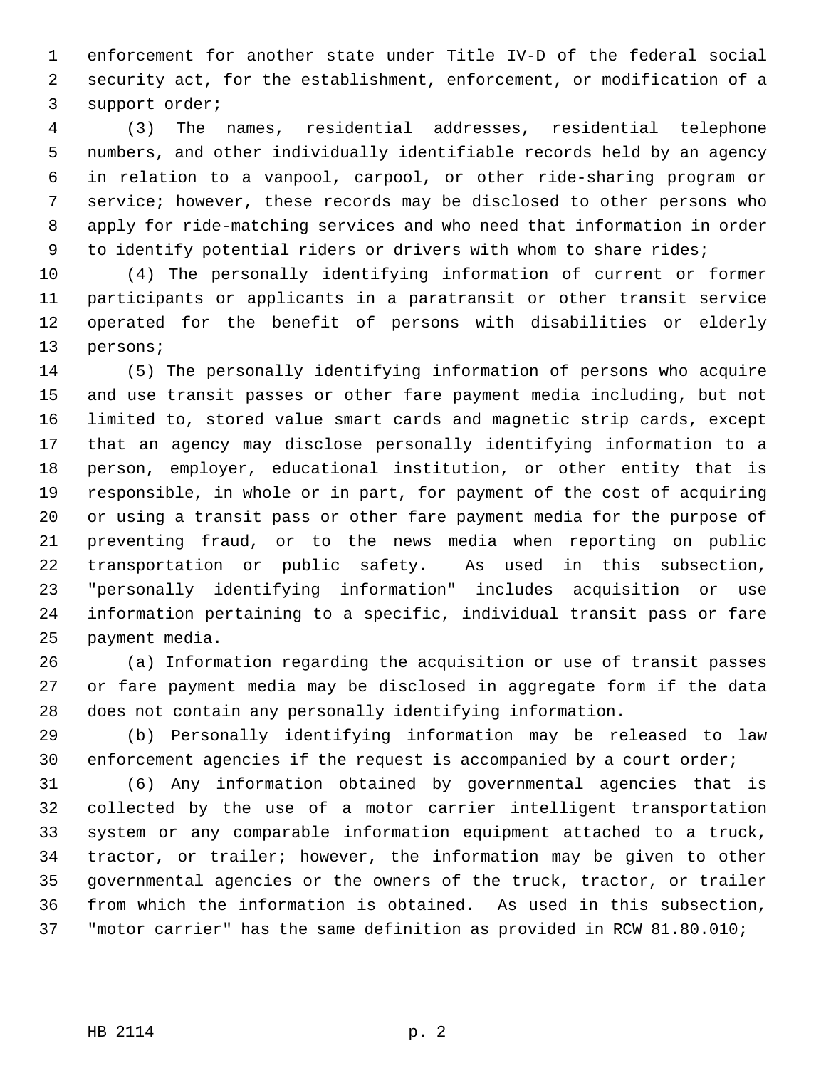enforcement for another state under Title IV-D of the federal social security act, for the establishment, enforcement, or modification of a support order;

(3) The names, residential addresses, residential telephone numbers, and other individually identifiable records held by an agency in relation to a vanpool, carpool, or other ride-sharing program or service; however, these records may be disclosed to other persons who apply for ride-matching services and who need that information in order to identify potential riders or drivers with whom to share rides;

(4) The personally identifying information of current or former participants or applicants in a paratransit or other transit service operated for the benefit of persons with disabilities or elderly persons;

(5) The personally identifying information of persons who acquire and use transit passes or other fare payment media including, but not limited to, stored value smart cards and magnetic strip cards, except that an agency may disclose personally identifying information to a person, employer, educational institution, or other entity that is responsible, in whole or in part, for payment of the cost of acquiring or using a transit pass or other fare payment media for the purpose of preventing fraud, or to the news media when reporting on public transportation or public safety. As used in this subsection, "personally identifying information" includes acquisition or use information pertaining to a specific, individual transit pass or fare payment media.

(a) Information regarding the acquisition or use of transit passes or fare payment media may be disclosed in aggregate form if the data does not contain any personally identifying information.

(b) Personally identifying information may be released to law enforcement agencies if the request is accompanied by a court order;

(6) Any information obtained by governmental agencies that is collected by the use of a motor carrier intelligent transportation system or any comparable information equipment attached to a truck, tractor, or trailer; however, the information may be given to other governmental agencies or the owners of the truck, tractor, or trailer from which the information is obtained. As used in this subsection, "motor carrier" has the same definition as provided in RCW 81.80.010;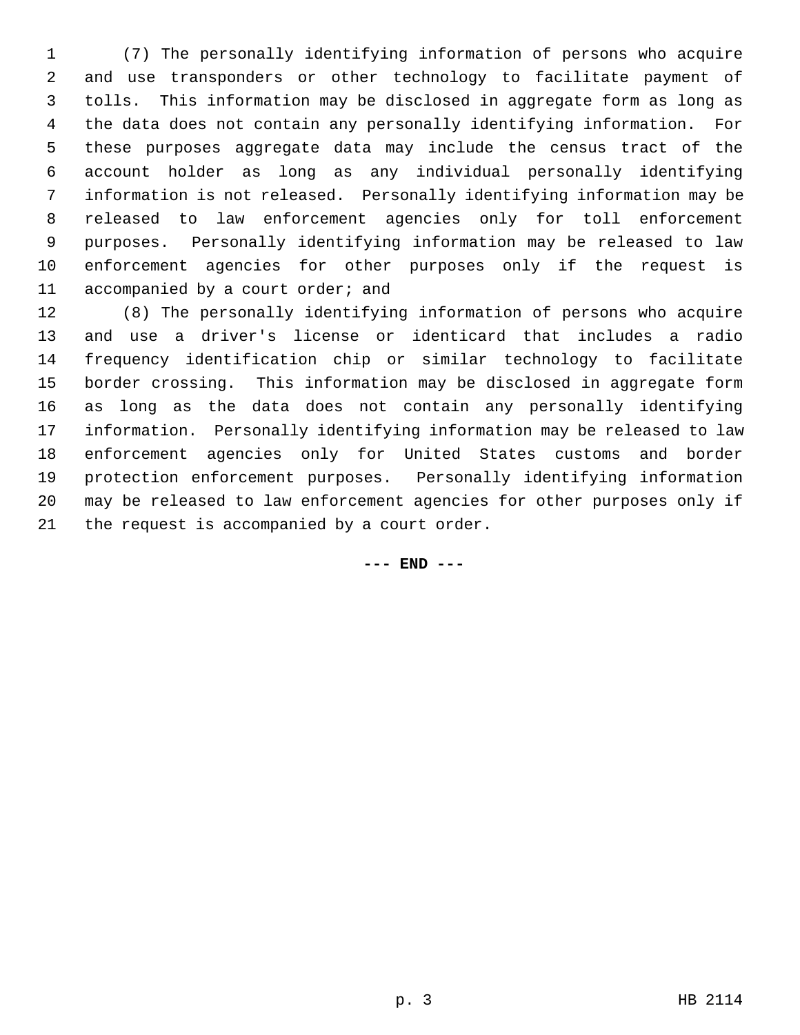(7) The personally identifying information of persons who acquire and use transponders or other technology to facilitate payment of tolls. This information may be disclosed in aggregate form as long as the data does not contain any personally identifying information. For these purposes aggregate data may include the census tract of the account holder as long as any individual personally identifying information is not released. Personally identifying information may be released to law enforcement agencies only for toll enforcement purposes. Personally identifying information may be released to law enforcement agencies for other purposes only if the request is accompanied by a court order; and

(8) The personally identifying information of persons who acquire and use a driver's license or identicard that includes a radio frequency identification chip or similar technology to facilitate border crossing. This information may be disclosed in aggregate form as long as the data does not contain any personally identifying information. Personally identifying information may be released to law enforcement agencies only for United States customs and border protection enforcement purposes. Personally identifying information may be released to law enforcement agencies for other purposes only if the request is accompanied by a court order.

**--- END ---**